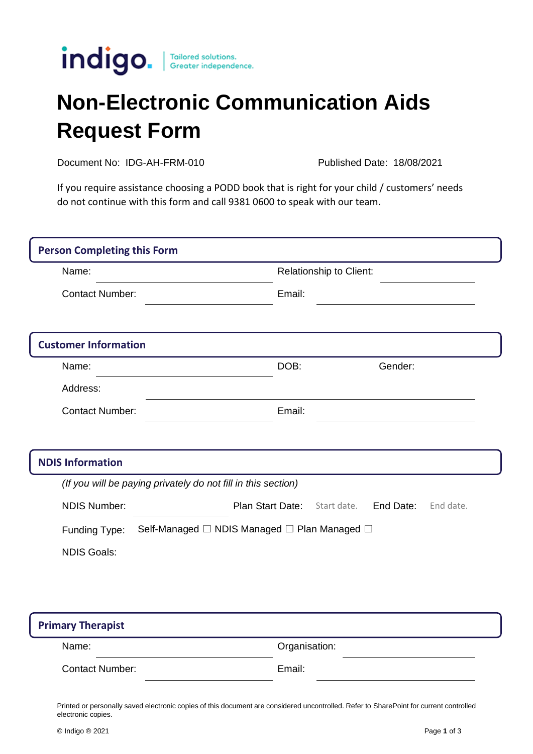indigo. Tailored solutions. Greater independence.

# Non-Electronic Communication Aids Request Form

Document No: IDG-AH-FRM-010 | Published Date: 18/08/2021

If you require assistance choosing a PODD book that is right for your child / customers' needs do not continue with this form and call 9381 0600 to speak with our team.

## Person Completing this Form

Name: ____________________ Relationship to Client: ____________________

Contact Number: ____________________ Email: ____________________

## Customer Information

Name: ____________________ DOB: Gender:

Address: ________________________________________

Contact Number: ____________________ Email: ____________________

## NDIS Information

*(If you will be paying privately do not fill in this section)*

NDIS Number: ____________________ Plan Start Date: Start date. End Date: End date.

Funding Type: Self-Managed ☐ NDIS Managed ☐ Plan Managed ☐

NDIS Goals:

## Primary Therapist

Name: ____________________ Organisation: ____________________

Contact Number: ____________________ Email: ____________________

Printed or personally saved electronic copies of this document are considered uncontrolled. Refer to SharePoint for current controlled electronic copies.

© Indigo ® 2021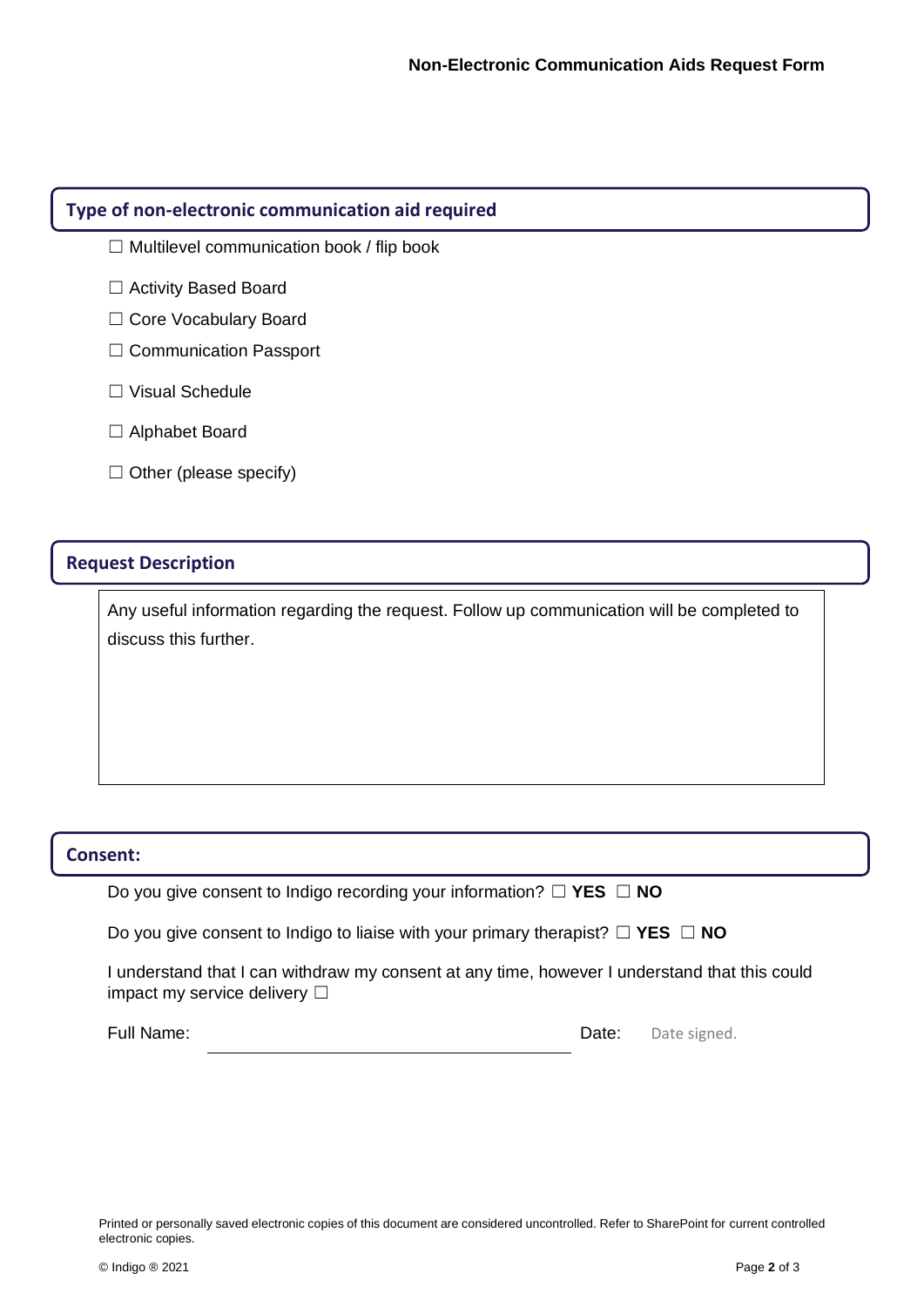## Type of non-electronic communication aid required

☐ Multilevel communication book / flip book

☐ Activity Based Board

☐ Core Vocabulary Board

☐ Communication Passport

☐ Visual Schedule

☐ Alphabet Board

☐ Other (please specify)

## Request Description

Any useful information regarding the request. Follow up communication will be completed to discuss this further.

## Consent:

Do you give consent to Indigo recording your information? ☐ **YES** ☐ **NO**

Do you give consent to Indigo to liaise with your primary therapist? ☐ **YES** ☐ **NO**

I understand that I can withdraw my consent at any time, however I understand that this could impact my service delivery ☐

Full Name: ______________________________ Date: Date signed.

Printed or personally saved electronic copies of this document are considered uncontrolled. Refer to SharePoint for current controlled electronic copies.

© Indigo ® 2021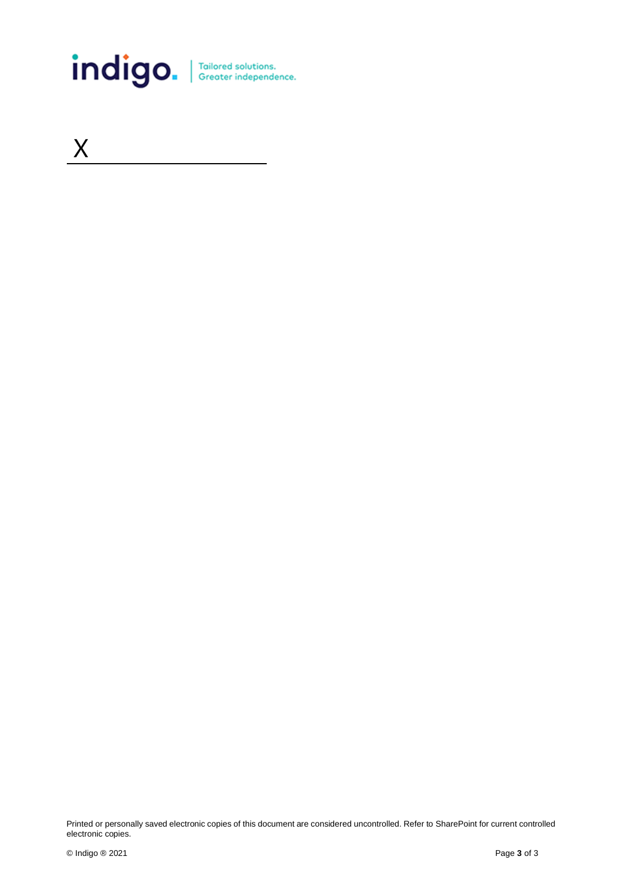X ______________________

Printed or personally saved electronic copies of this document are considered uncontrolled. Refer to SharePoint for current controlled electronic copies.

© Indigo ® 2021